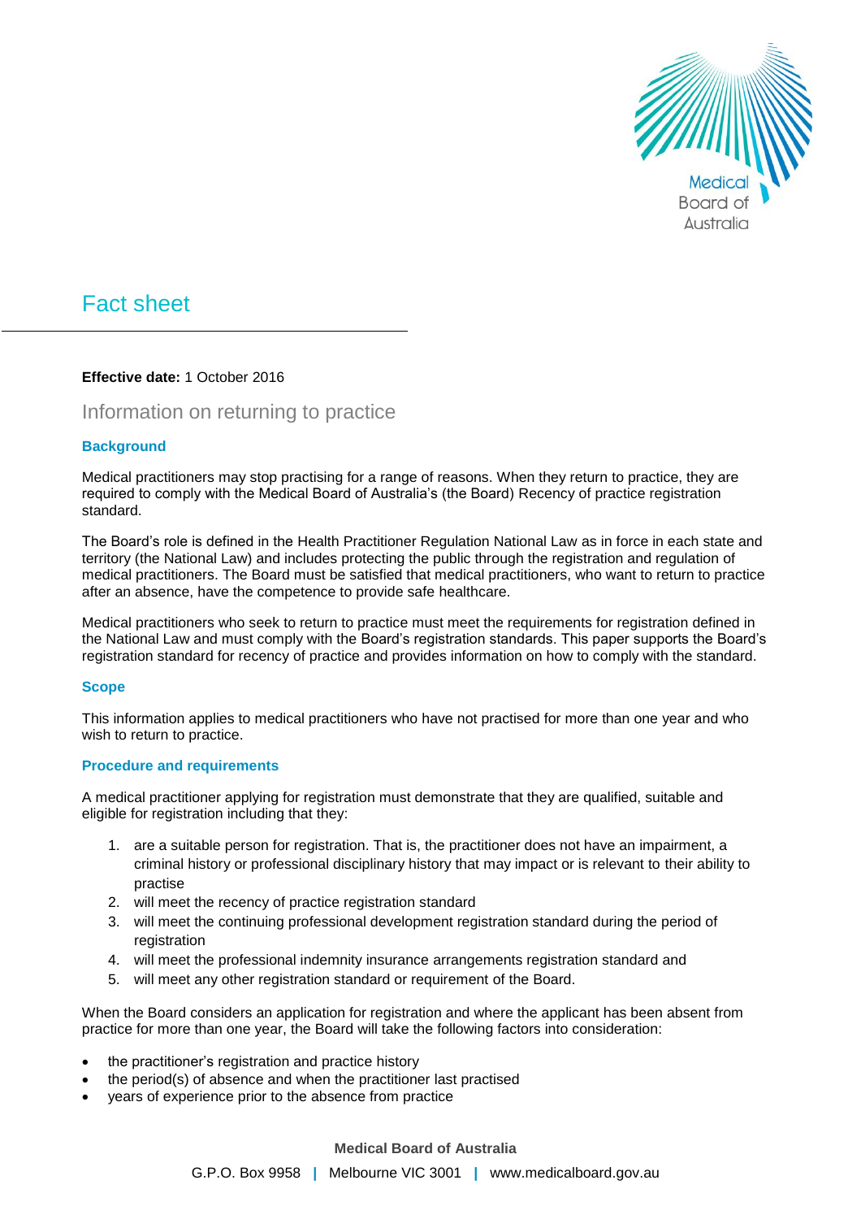Medical Board of Australia

# Fact sheet

**Effective date:** 1 October 2016

## Information on returning to practice

### Background

Medical practitioners may stop practising for a range of reasons. When they return to practice, they are required to comply with the Medical Board of Australia's (the Board) Recency of practice registration standard.

The Board's role is defined in the Health Practitioner Regulation National Law as in force in each state and territory (the National Law) and includes protecting the public through the registration and regulation of medical practitioners. The Board must be satisfied that medical practitioners, who want to return to practice after an absence, have the competence to provide safe healthcare.

Medical practitioners who seek to return to practice must meet the requirements for registration defined in the National Law and must comply with the Board's registration standards. This paper supports the Board's registration standard for recency of practice and provides information on how to comply with the standard.

### Scope

This information applies to medical practitioners who have not practised for more than one year and who wish to return to practice.

### Procedure and requirements

A medical practitioner applying for registration must demonstrate that they are qualified, suitable and eligible for registration including that they:

1. are a suitable person for registration. That is, the practitioner does not have an impairment, a criminal history or professional disciplinary history that may impact or is relevant to their ability to practise
2. will meet the recency of practice registration standard
3. will meet the continuing professional development registration standard during the period of registration
4. will meet the professional indemnity insurance arrangements registration standard and
5. will meet any other registration standard or requirement of the Board.

When the Board considers an application for registration and where the applicant has been absent from practice for more than one year, the Board will take the following factors into consideration:

- the practitioner's registration and practice history
- the period(s) of absence and when the practitioner last practised
- years of experience prior to the absence from practice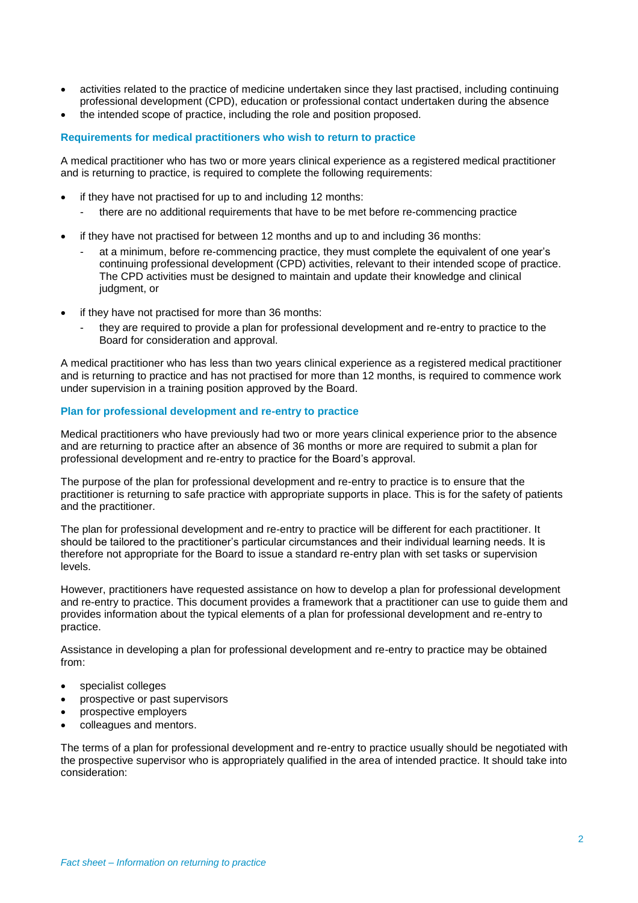- activities related to the practice of medicine undertaken since they last practised, including continuing professional development (CPD), education or professional contact undertaken during the absence
- the intended scope of practice, including the role and position proposed.

### Requirements for medical practitioners who wish to return to practice

A medical practitioner who has two or more years clinical experience as a registered medical practitioner and is returning to practice, is required to complete the following requirements:

- if they have not practised for up to and including 12 months:
  - there are no additional requirements that have to be met before re-commencing practice
- if they have not practised for between 12 months and up to and including 36 months:
  - at a minimum, before re-commencing practice, they must complete the equivalent of one year's continuing professional development (CPD) activities, relevant to their intended scope of practice. The CPD activities must be designed to maintain and update their knowledge and clinical judgment, or
- if they have not practised for more than 36 months:
  - they are required to provide a plan for professional development and re-entry to practice to the Board for consideration and approval.

A medical practitioner who has less than two years clinical experience as a registered medical practitioner and is returning to practice and has not practised for more than 12 months, is required to commence work under supervision in a training position approved by the Board.

### Plan for professional development and re-entry to practice

Medical practitioners who have previously had two or more years clinical experience prior to the absence and are returning to practice after an absence of 36 months or more are required to submit a plan for professional development and re-entry to practice for the Board's approval.

The purpose of the plan for professional development and re-entry to practice is to ensure that the practitioner is returning to safe practice with appropriate supports in place. This is for the safety of patients and the practitioner.

The plan for professional development and re-entry to practice will be different for each practitioner. It should be tailored to the practitioner's particular circumstances and their individual learning needs. It is therefore not appropriate for the Board to issue a standard re-entry plan with set tasks or supervision levels.

However, practitioners have requested assistance on how to develop a plan for professional development and re-entry to practice. This document provides a framework that a practitioner can use to guide them and provides information about the typical elements of a plan for professional development and re-entry to practice.

Assistance in developing a plan for professional development and re-entry to practice may be obtained from:

- specialist colleges
- prospective or past supervisors
- prospective employers
- colleagues and mentors.

The terms of a plan for professional development and re-entry to practice usually should be negotiated with the prospective supervisor who is appropriately qualified in the area of intended practice. It should take into consideration: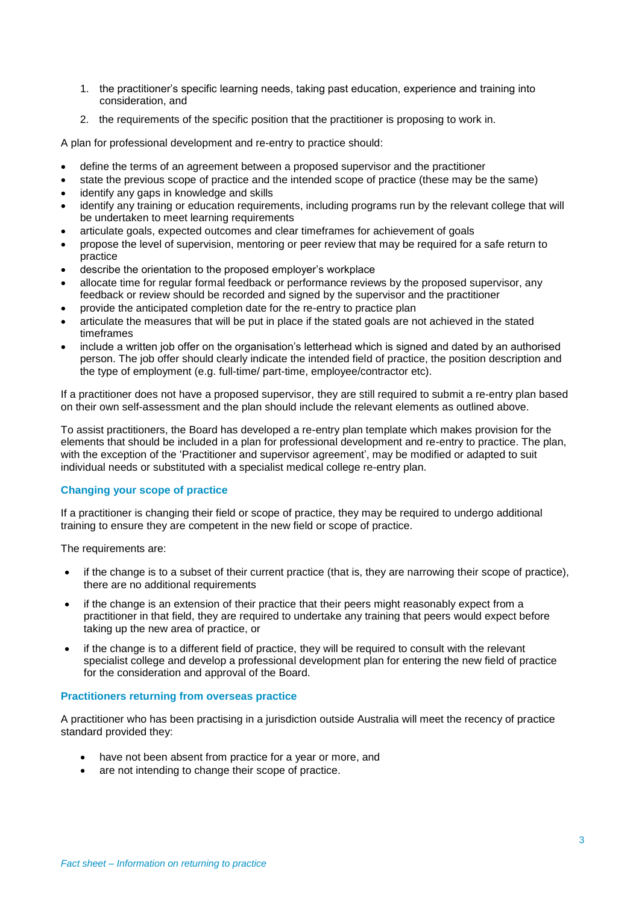1. the practitioner's specific learning needs, taking past education, experience and training into consideration, and
2. the requirements of the specific position that the practitioner is proposing to work in.

A plan for professional development and re-entry to practice should:

- define the terms of an agreement between a proposed supervisor and the practitioner
- state the previous scope of practice and the intended scope of practice (these may be the same)
- identify any gaps in knowledge and skills
- identify any training or education requirements, including programs run by the relevant college that will be undertaken to meet learning requirements
- articulate goals, expected outcomes and clear timeframes for achievement of goals
- propose the level of supervision, mentoring or peer review that may be required for a safe return to practice
- describe the orientation to the proposed employer's workplace
- allocate time for regular formal feedback or performance reviews by the proposed supervisor, any feedback or review should be recorded and signed by the supervisor and the practitioner
- provide the anticipated completion date for the re-entry to practice plan
- articulate the measures that will be put in place if the stated goals are not achieved in the stated timeframes
- include a written job offer on the organisation's letterhead which is signed and dated by an authorised person. The job offer should clearly indicate the intended field of practice, the position description and the type of employment (e.g. full-time/ part-time, employee/contractor etc).

If a practitioner does not have a proposed supervisor, they are still required to submit a re-entry plan based on their own self-assessment and the plan should include the relevant elements as outlined above.

To assist practitioners, the Board has developed a re-entry plan template which makes provision for the elements that should be included in a plan for professional development and re-entry to practice. The plan, with the exception of the 'Practitioner and supervisor agreement', may be modified or adapted to suit individual needs or substituted with a specialist medical college re-entry plan.

### Changing your scope of practice

If a practitioner is changing their field or scope of practice, they may be required to undergo additional training to ensure they are competent in the new field or scope of practice.

The requirements are:

- if the change is to a subset of their current practice (that is, they are narrowing their scope of practice), there are no additional requirements
- if the change is an extension of their practice that their peers might reasonably expect from a practitioner in that field, they are required to undertake any training that peers would expect before taking up the new area of practice, or
- if the change is to a different field of practice, they will be required to consult with the relevant specialist college and develop a professional development plan for entering the new field of practice for the consideration and approval of the Board.

### Practitioners returning from overseas practice

A practitioner who has been practising in a jurisdiction outside Australia will meet the recency of practice standard provided they:

- have not been absent from practice for a year or more, and
- are not intending to change their scope of practice.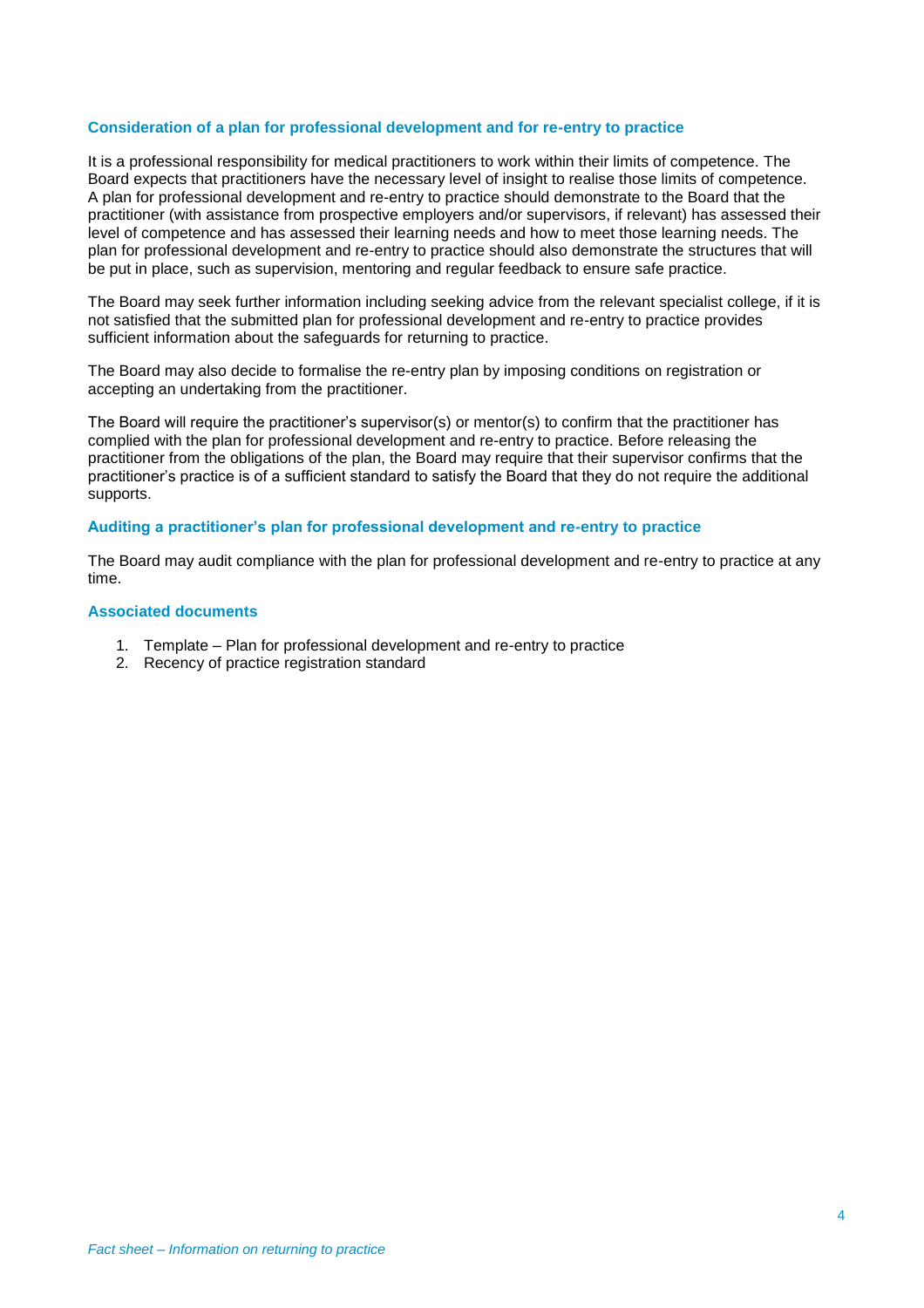### Consideration of a plan for professional development and for re-entry to practice

It is a professional responsibility for medical practitioners to work within their limits of competence. The Board expects that practitioners have the necessary level of insight to realise those limits of competence. A plan for professional development and re-entry to practice should demonstrate to the Board that the practitioner (with assistance from prospective employers and/or supervisors, if relevant) has assessed their level of competence and has assessed their learning needs and how to meet those learning needs. The plan for professional development and re-entry to practice should also demonstrate the structures that will be put in place, such as supervision, mentoring and regular feedback to ensure safe practice.

The Board may seek further information including seeking advice from the relevant specialist college, if it is not satisfied that the submitted plan for professional development and re-entry to practice provides sufficient information about the safeguards for returning to practice.

The Board may also decide to formalise the re-entry plan by imposing conditions on registration or accepting an undertaking from the practitioner.

The Board will require the practitioner's supervisor(s) or mentor(s) to confirm that the practitioner has complied with the plan for professional development and re-entry to practice. Before releasing the practitioner from the obligations of the plan, the Board may require that their supervisor confirms that the practitioner's practice is of a sufficient standard to satisfy the Board that they do not require the additional supports.

### Auditing a practitioner's plan for professional development and re-entry to practice

The Board may audit compliance with the plan for professional development and re-entry to practice at any time.

### Associated documents

1. Template – Plan for professional development and re-entry to practice
2. Recency of practice registration standard